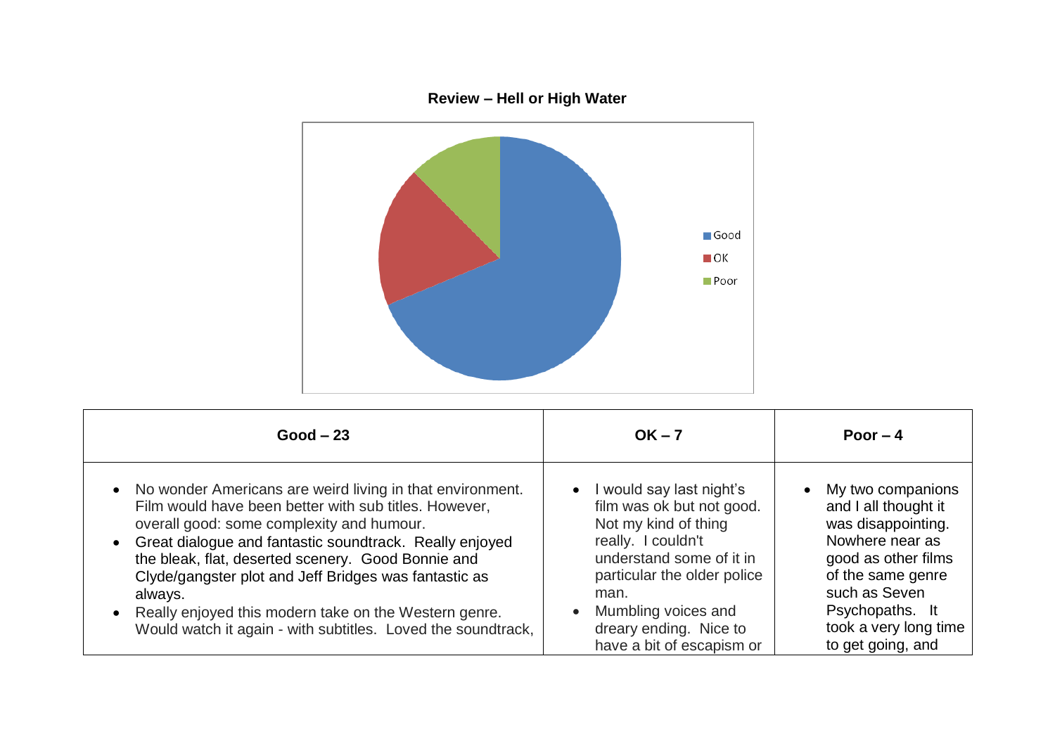**Review – Hell or High Water**

| Good – 23 | OK – 7 | Poor – 4 |
|---|---|---|
| • No wonder Americans are weird living in that environment. Film would have been better with sub titles. However, overall good: some complexity and humour.<br>• Great dialogue and fantastic soundtrack. Really enjoyed the bleak, flat, deserted scenery. Good Bonnie and Clyde/gangster plot and Jeff Bridges was fantastic as always.<br>• Really enjoyed this modern take on the Western genre. Would watch it again - with subtitles. Loved the soundtrack, | • I would say last night's film was ok but not good. Not my kind of thing really. I couldn't understand some of it in particular the older police man.<br>• Mumbling voices and dreary ending. Nice to have a bit of escapism or | • My two companions and I all thought it was disappointing. Nowhere near as good as other films of the same genre such as Seven Psychopaths. It took a very long time to get going, and |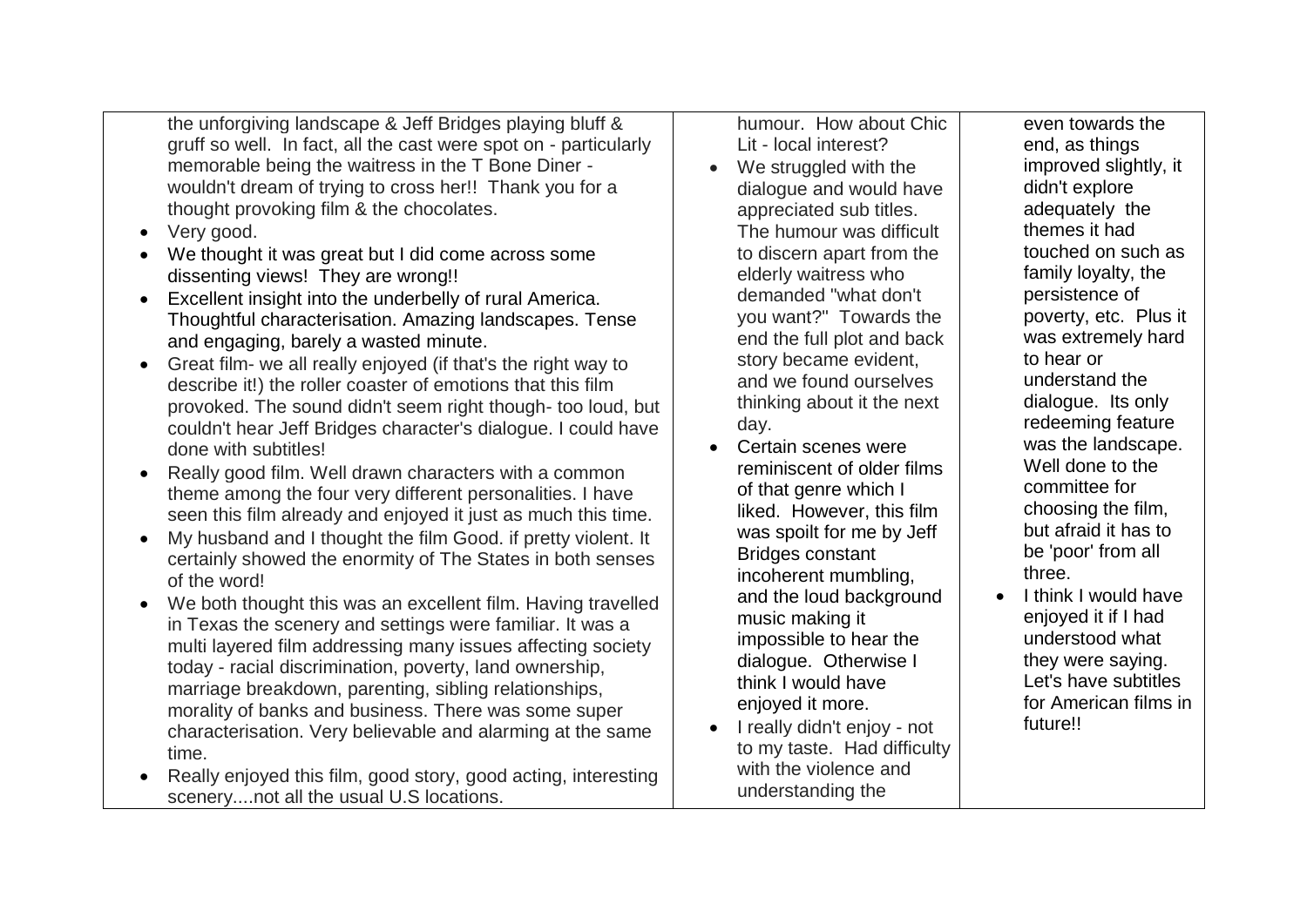| | | |
|---|---|---|
| the unforgiving landscape & Jeff Bridges playing bluff & gruff so well. In fact, all the cast were spot on - particularly memorable being the waitress in the T Bone Diner - wouldn't dream of trying to cross her!! Thank you for a thought provoking film & the chocolates.<br>• Very good.<br>• We thought it was great but I did come across some dissenting views! They are wrong!!<br>• Excellent insight into the underbelly of rural America. Thoughtful characterisation. Amazing landscapes. Tense and engaging, barely a wasted minute.<br>• Great film- we all really enjoyed (if that's the right way to describe it!) the roller coaster of emotions that this film provoked. The sound didn't seem right though- too loud, but couldn't hear Jeff Bridges character's dialogue. I could have done with subtitles!<br>• Really good film. Well drawn characters with a common theme among the four very different personalities. I have seen this film already and enjoyed it just as much this time.<br>• My husband and I thought the film Good. if pretty violent. It certainly showed the enormity of The States in both senses of the word!<br>• We both thought this was an excellent film. Having travelled in Texas the scenery and settings were familiar. It was a multi layered film addressing many issues affecting society today - racial discrimination, poverty, land ownership, marriage breakdown, parenting, sibling relationships, morality of banks and business. There was some super characterisation. Very believable and alarming at the same time.<br>• Really enjoyed this film, good story, good acting, interesting scenery....not all the usual U.S locations. | humour. How about Chic Lit - local interest?<br>• We struggled with the dialogue and would have appreciated sub titles. The humour was difficult to discern apart from the elderly waitress who demanded "what don't you want?" Towards the end the full plot and back story became evident, and we found ourselves thinking about it the next day.<br>• Certain scenes were reminiscent of older films of that genre which I liked. However, this film was spoilt for me by Jeff Bridges constant incoherent mumbling, and the loud background music making it impossible to hear the dialogue. Otherwise I think I would have enjoyed it more.<br>• I really didn't enjoy - not to my taste. Had difficulty with the violence and understanding the | even towards the end, as things improved slightly, it didn't explore adequately the themes it had touched on such as family loyalty, the persistence of poverty, etc. Plus it was extremely hard to hear or understand the dialogue. Its only redeeming feature was the landscape. Well done to the committee for choosing the film, but afraid it has to be 'poor' from all three.<br>• I think I would have enjoyed it if I had understood what they were saying. Let's have subtitles for American films in future!! |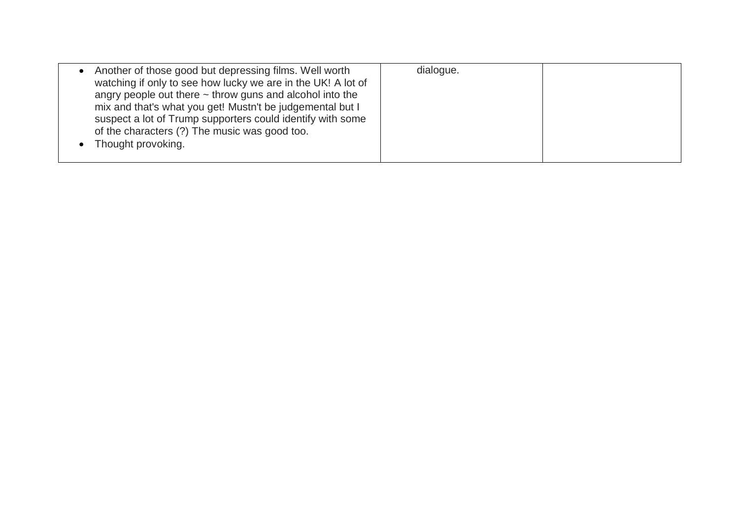| | | |
|---|---|---|
| • Another of those good but depressing films. Well worth watching if only to see how lucky we are in the UK! A lot of angry people out there ~ throw guns and alcohol into the mix and that's what you get! Mustn't be judgemental but I suspect a lot of Trump supporters could identify with some of the characters (?) The music was good too.<br>• Thought provoking. | dialogue. | |